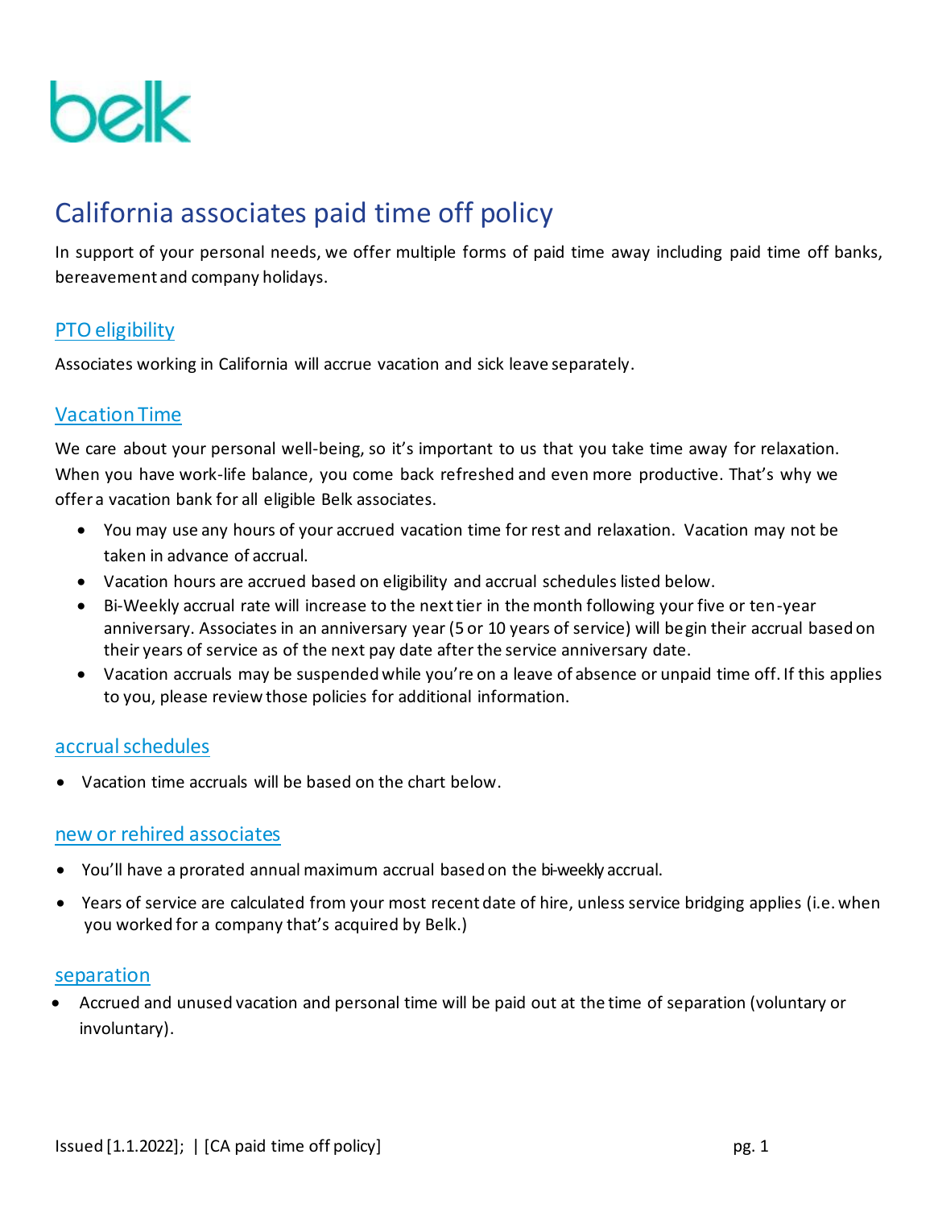belk

# California associates paid time off policy

In support of your personal needs, we offer multiple forms of paid time away including paid time off banks, bereavement and company holidays.

## PTO eligibility

Associates working in California will accrue vacation and sick leave separately.

## Vacation Time

We care about your personal well-being, so it's important to us that you take time away for relaxation. When you have work-life balance, you come back refreshed and even more productive. That's why we offer a vacation bank for all eligible Belk associates.

- You may use any hours of your accrued vacation time for rest and relaxation. Vacation may not be taken in advance of accrual.
- Vacation hours are accrued based on eligibility and accrual schedules listed below.
- Bi-Weekly accrual rate will increase to the next tier in the month following your five or ten-year anniversary. Associates in an anniversary year (5 or 10 years of service) will begin their accrual based on their years of service as of the next pay date after the service anniversary date.
- Vacation accruals may be suspended while you're on a leave of absence or unpaid time off. If this applies to you, please review those policies for additional information.

## accrual schedules

- Vacation time accruals will be based on the chart below.

## new or rehired associates

- You'll have a prorated annual maximum accrual based on the bi-weekly accrual.
- Years of service are calculated from your most recent date of hire, unless service bridging applies (i.e. when you worked for a company that's acquired by Belk.)

## separation

- Accrued and unused vacation and personal time will be paid out at the time of separation (voluntary or involuntary).

Issued [1.1.2022]; | [CA paid time off policy]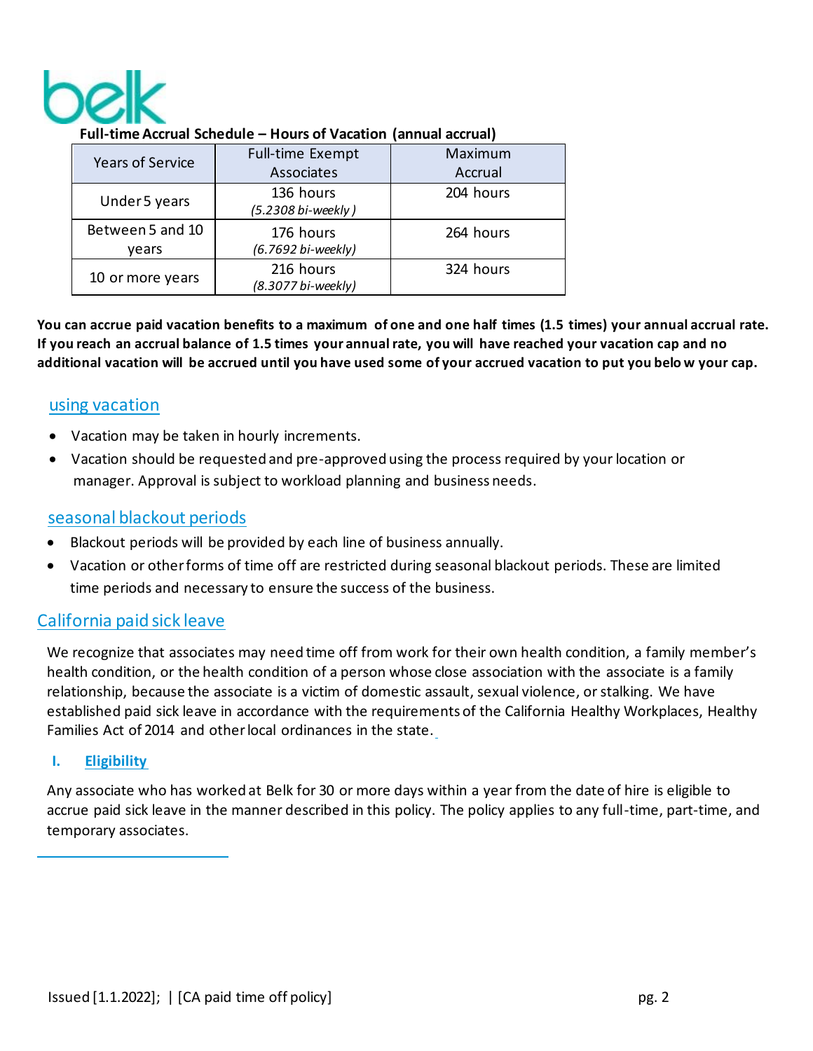**Full-time Accrual Schedule – Hours of Vacation (annual accrual)**

| Years of Service | Full-time Exempt Associates | Maximum Accrual |
|---|---|---|
| Under 5 years | 136 hours *(5.2308 bi-weekly )* | 204 hours |
| Between 5 and 10 years | 176 hours *(6.7692 bi-weekly)* | 264 hours |
| 10 or more years | 216 hours *(8.3077 bi-weekly)* | 324 hours |

**You can accrue paid vacation benefits to a maximum of one and one half times (1.5 times) your annual accrual rate. If you reach an accrual balance of 1.5 times your annual rate, you will have reached your vacation cap and no additional vacation will be accrued until you have used some of your accrued vacation to put you below your cap.**

## using vacation

- Vacation may be taken in hourly increments.
- Vacation should be requested and pre-approved using the process required by your location or manager. Approval is subject to workload planning and business needs.

## seasonal blackout periods

- Blackout periods will be provided by each line of business annually.
- Vacation or other forms of time off are restricted during seasonal blackout periods. These are limited time periods and necessary to ensure the success of the business.

## California paid sick leave

We recognize that associates may need time off from work for their own health condition, a family member's health condition, or the health condition of a person whose close association with the associate is a family relationship, because the associate is a victim of domestic assault, sexual violence, or stalking. We have established paid sick leave in accordance with the requirements of the California Healthy Workplaces, Healthy Families Act of 2014 and other local ordinances in the state.

### I. Eligibility

Any associate who has worked at Belk for 30 or more days within a year from the date of hire is eligible to accrue paid sick leave in the manner described in this policy. The policy applies to any full-time, part-time, and temporary associates.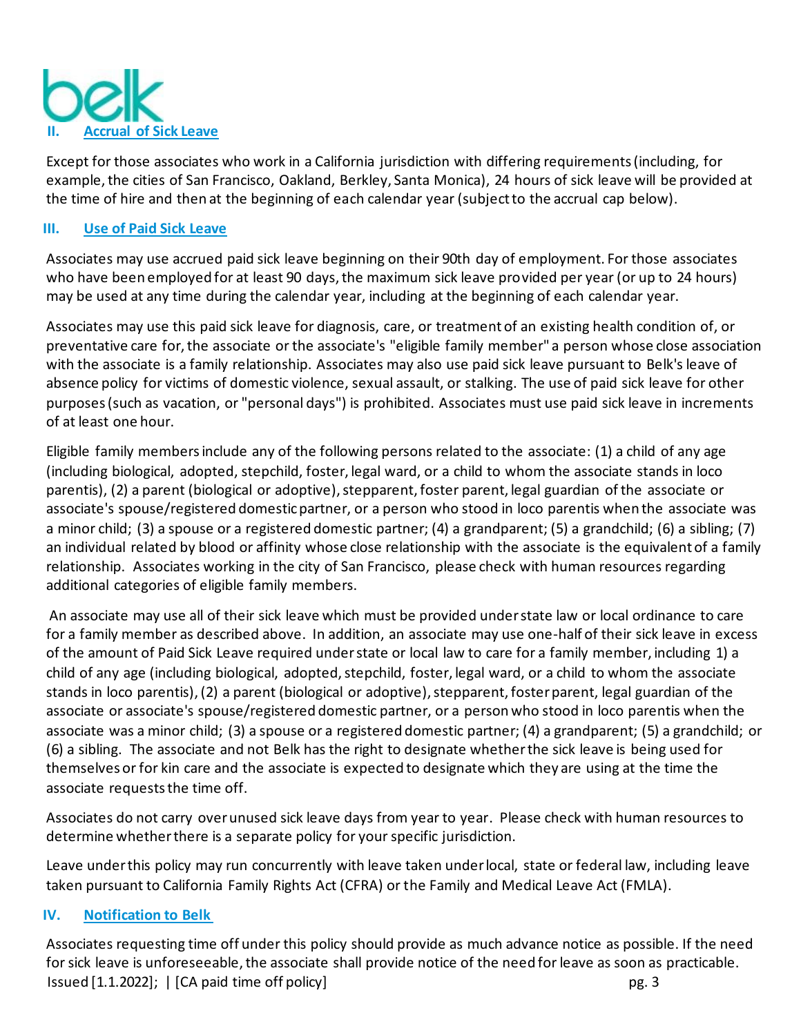## II. Accrual of Sick Leave

Except for those associates who work in a California jurisdiction with differing requirements (including, for example, the cities of San Francisco, Oakland, Berkley, Santa Monica), 24 hours of sick leave will be provided at the time of hire and then at the beginning of each calendar year (subject to the accrual cap below).

## III. Use of Paid Sick Leave

Associates may use accrued paid sick leave beginning on their 90th day of employment. For those associates who have been employed for at least 90 days, the maximum sick leave provided per year (or up to 24 hours) may be used at any time during the calendar year, including at the beginning of each calendar year.

Associates may use this paid sick leave for diagnosis, care, or treatment of an existing health condition of, or preventative care for, the associate or the associate's "eligible family member" a person whose close association with the associate is a family relationship. Associates may also use paid sick leave pursuant to Belk's leave of absence policy for victims of domestic violence, sexual assault, or stalking. The use of paid sick leave for other purposes (such as vacation, or "personal days") is prohibited. Associates must use paid sick leave in increments of at least one hour.

Eligible family members include any of the following persons related to the associate: (1) a child of any age (including biological, adopted, stepchild, foster, legal ward, or a child to whom the associate stands in loco parentis), (2) a parent (biological or adoptive), stepparent, foster parent, legal guardian of the associate or associate's spouse/registered domestic partner, or a person who stood in loco parentis when the associate was a minor child; (3) a spouse or a registered domestic partner; (4) a grandparent; (5) a grandchild; (6) a sibling; (7) an individual related by blood or affinity whose close relationship with the associate is the equivalent of a family relationship. Associates working in the city of San Francisco, please check with human resources regarding additional categories of eligible family members.

An associate may use all of their sick leave which must be provided under state law or local ordinance to care for a family member as described above. In addition, an associate may use one-half of their sick leave in excess of the amount of Paid Sick Leave required under state or local law to care for a family member, including 1) a child of any age (including biological, adopted, stepchild, foster, legal ward, or a child to whom the associate stands in loco parentis), (2) a parent (biological or adoptive), stepparent, foster parent, legal guardian of the associate or associate's spouse/registered domestic partner, or a person who stood in loco parentis when the associate was a minor child; (3) a spouse or a registered domestic partner; (4) a grandparent; (5) a grandchild; or (6) a sibling. The associate and not Belk has the right to designate whether the sick leave is being used for themselves or for kin care and the associate is expected to designate which they are using at the time the associate requests the time off.

Associates do not carry over unused sick leave days from year to year. Please check with human resources to determine whether there is a separate policy for your specific jurisdiction.

Leave under this policy may run concurrently with leave taken under local, state or federal law, including leave taken pursuant to California Family Rights Act (CFRA) or the Family and Medical Leave Act (FMLA).

## IV. Notification to Belk

Associates requesting time off under this policy should provide as much advance notice as possible. If the need for sick leave is unforeseeable, the associate shall provide notice of the need for leave as soon as practicable.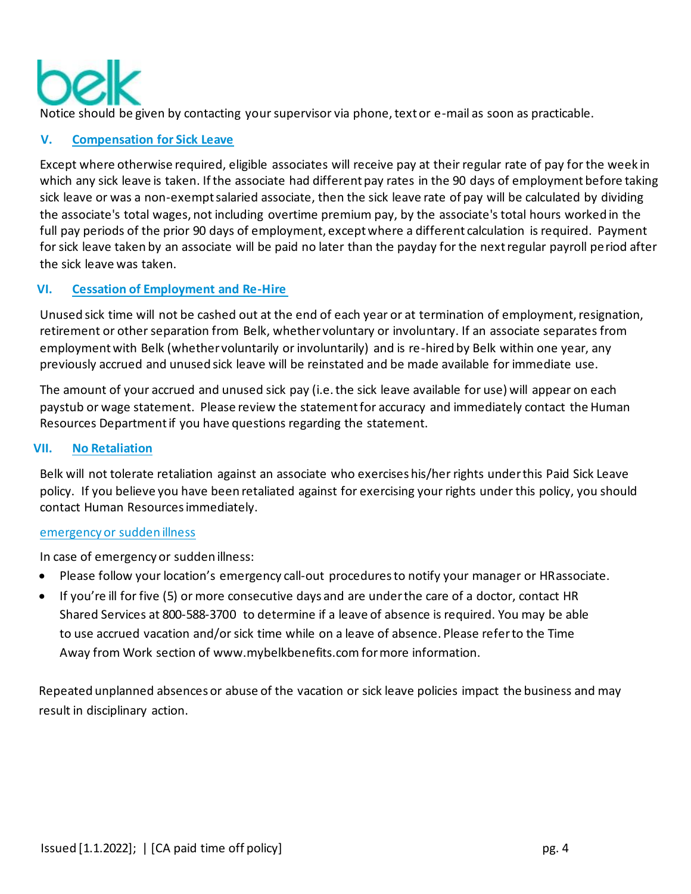Notice should be given by contacting your supervisor via phone, text or e-mail as soon as practicable.

## V. Compensation for Sick Leave

Except where otherwise required, eligible associates will receive pay at their regular rate of pay for the week in which any sick leave is taken. If the associate had different pay rates in the 90 days of employment before taking sick leave or was a non-exempt salaried associate, then the sick leave rate of pay will be calculated by dividing the associate's total wages, not including overtime premium pay, by the associate's total hours worked in the full pay periods of the prior 90 days of employment, except where a different calculation is required. Payment for sick leave taken by an associate will be paid no later than the payday for the next regular payroll period after the sick leave was taken.

## VI. Cessation of Employment and Re-Hire

Unused sick time will not be cashed out at the end of each year or at termination of employment, resignation, retirement or other separation from Belk, whether voluntary or involuntary. If an associate separates from employment with Belk (whether voluntarily or involuntarily) and is re-hired by Belk within one year, any previously accrued and unused sick leave will be reinstated and be made available for immediate use.

The amount of your accrued and unused sick pay (i.e. the sick leave available for use) will appear on each paystub or wage statement. Please review the statement for accuracy and immediately contact the Human Resources Department if you have questions regarding the statement.

## VII. No Retaliation

Belk will not tolerate retaliation against an associate who exercises his/her rights under this Paid Sick Leave policy. If you believe you have been retaliated against for exercising your rights under this policy, you should contact Human Resources immediately.

### emergency or sudden illness

In case of emergency or sudden illness:

- Please follow your location's emergency call-out procedures to notify your manager or HR associate.
- If you're ill for five (5) or more consecutive days and are under the care of a doctor, contact HR Shared Services at 800-588-3700 to determine if a leave of absence is required. You may be able to use accrued vacation and/or sick time while on a leave of absence. Please refer to the Time Away from Work section of www.mybelkbenefits.com for more information.

Repeated unplanned absences or abuse of the vacation or sick leave policies impact the business and may result in disciplinary action.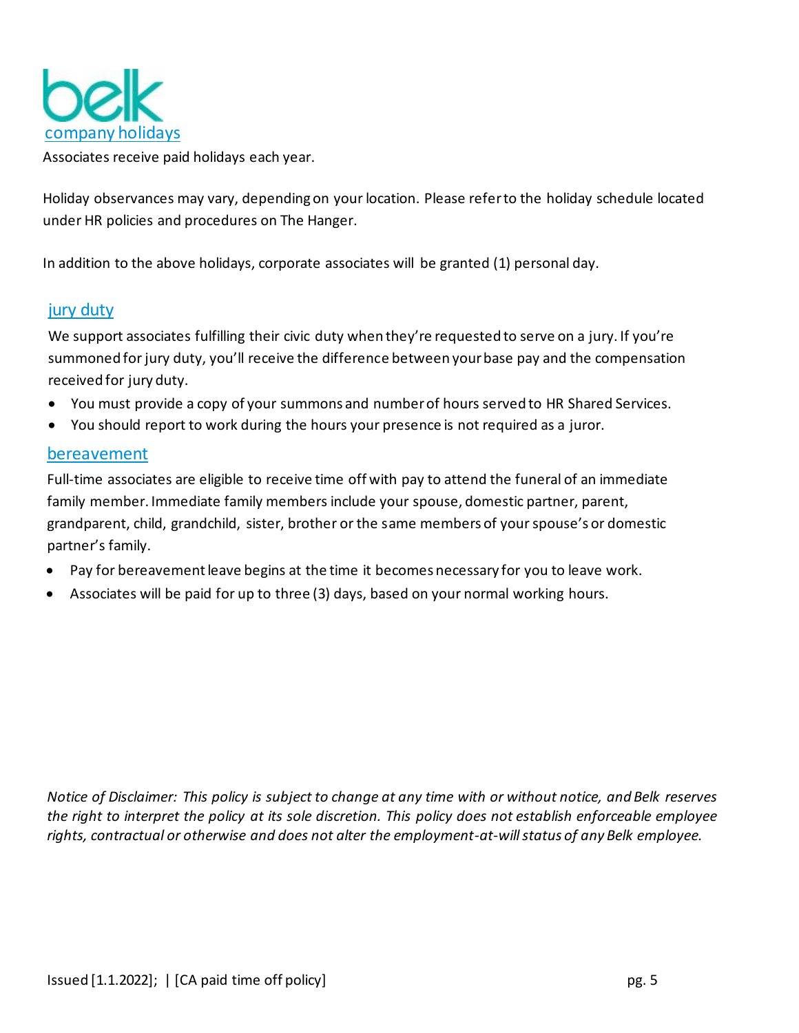belk

## company holidays

Associates receive paid holidays each year.

Holiday observances may vary, depending on your location. Please refer to the holiday schedule located under HR policies and procedures on The Hanger.

In addition to the above holidays, corporate associates will be granted (1) personal day.

## jury duty

We support associates fulfilling their civic duty when they're requested to serve on a jury. If you're summoned for jury duty, you'll receive the difference between your base pay and the compensation received for jury duty.

- You must provide a copy of your summons and number of hours served to HR Shared Services.
- You should report to work during the hours your presence is not required as a juror.

## bereavement

Full-time associates are eligible to receive time off with pay to attend the funeral of an immediate family member. Immediate family members include your spouse, domestic partner, parent, grandparent, child, grandchild, sister, brother or the same members of your spouse's or domestic partner's family.

- Pay for bereavement leave begins at the time it becomes necessary for you to leave work.
- Associates will be paid for up to three (3) days, based on your normal working hours.

*Notice of Disclaimer: This policy is subject to change at any time with or without notice, and Belk reserves the right to interpret the policy at its sole discretion. This policy does not establish enforceable employee rights, contractual or otherwise and does not alter the employment-at-will status of any Belk employee.*